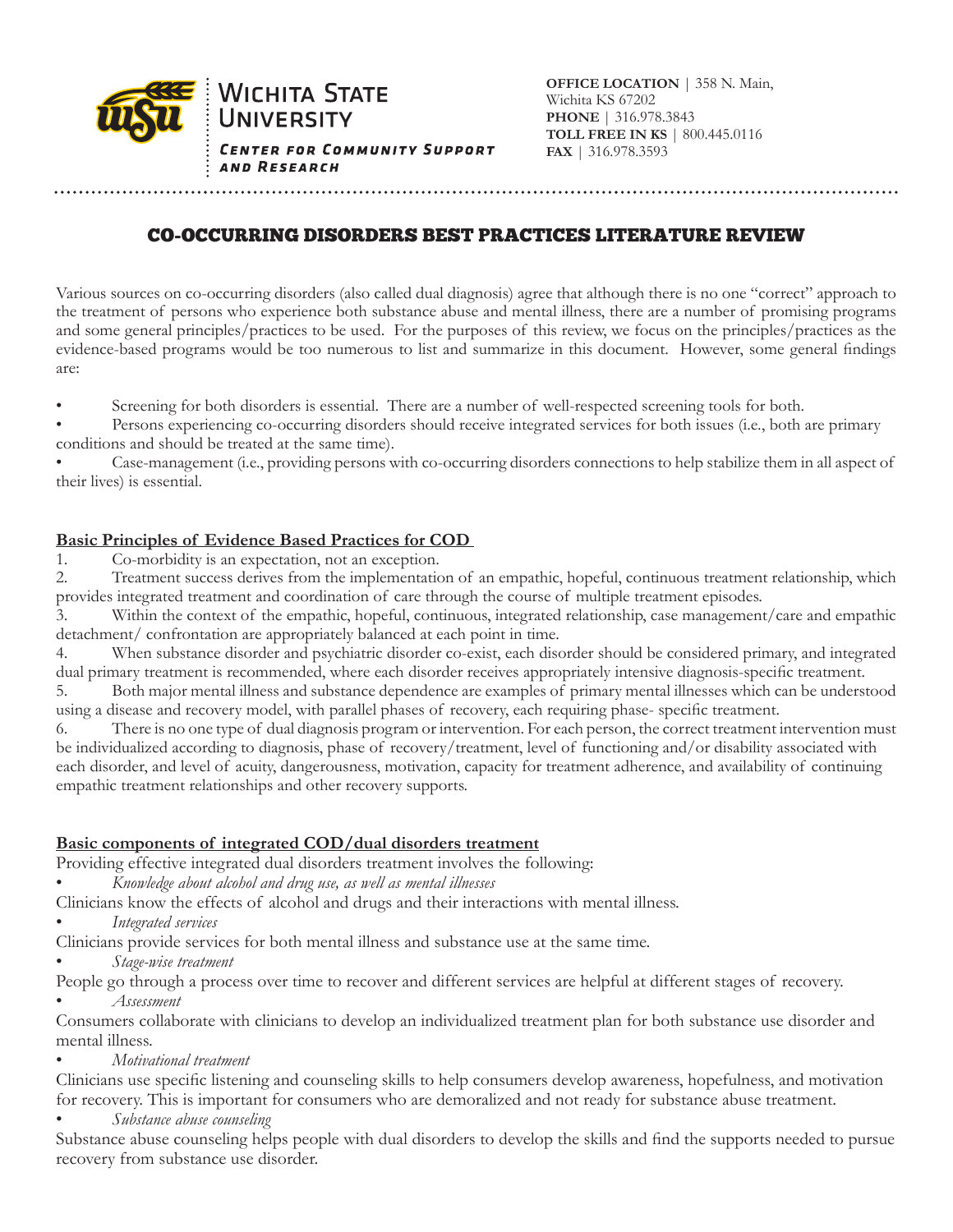Wichita State University

Center for Community Support and Research

**OFFICE LOCATION** | 358 N. Main, Wichita KS 67202
**PHONE** | 316.978.3843
**TOLL FREE IN KS** | 800.445.0116
**FAX** | 316.978.3593

# CO-OCCURRING DISORDERS BEST PRACTICES LITERATURE REVIEW

Various sources on co-occurring disorders (also called dual diagnosis) agree that although there is no one "correct" approach to the treatment of persons who experience both substance abuse and mental illness, there are a number of promising programs and some general principles/practices to be used. For the purposes of this review, we focus on the principles/practices as the evidence-based programs would be too numerous to list and summarize in this document. However, some general findings are:

- Screening for both disorders is essential. There are a number of well-respected screening tools for both.
- Persons experiencing co-occurring disorders should receive integrated services for both issues (i.e., both are primary conditions and should be treated at the same time).
- Case-management (i.e., providing persons with co-occurring disorders connections to help stabilize them in all aspect of their lives) is essential.

## Basic Principles of Evidence Based Practices for COD

1. Co-morbidity is an expectation, not an exception.
2. Treatment success derives from the implementation of an empathic, hopeful, continuous treatment relationship, which provides integrated treatment and coordination of care through the course of multiple treatment episodes.
3. Within the context of the empathic, hopeful, continuous, integrated relationship, case management/care and empathic detachment/ confrontation are appropriately balanced at each point in time.
4. When substance disorder and psychiatric disorder co-exist, each disorder should be considered primary, and integrated dual primary treatment is recommended, where each disorder receives appropriately intensive diagnosis-specific treatment.
5. Both major mental illness and substance dependence are examples of primary mental illnesses which can be understood using a disease and recovery model, with parallel phases of recovery, each requiring phase- specific treatment.
6. There is no one type of dual diagnosis program or intervention. For each person, the correct treatment intervention must be individualized according to diagnosis, phase of recovery/treatment, level of functioning and/or disability associated with each disorder, and level of acuity, dangerousness, motivation, capacity for treatment adherence, and availability of continuing empathic treatment relationships and other recovery supports.

## Basic components of integrated COD/dual disorders treatment

Providing effective integrated dual disorders treatment involves the following:

- *Knowledge about alcohol and drug use, as well as mental illnesses*

Clinicians know the effects of alcohol and drugs and their interactions with mental illness.

- *Integrated services*

Clinicians provide services for both mental illness and substance use at the same time.

- *Stage-wise treatment*

People go through a process over time to recover and different services are helpful at different stages of recovery.

- *Assessment*

Consumers collaborate with clinicians to develop an individualized treatment plan for both substance use disorder and mental illness.

- *Motivational treatment*

Clinicians use specific listening and counseling skills to help consumers develop awareness, hopefulness, and motivation for recovery. This is important for consumers who are demoralized and not ready for substance abuse treatment.

- *Substance abuse counseling*

Substance abuse counseling helps people with dual disorders to develop the skills and find the supports needed to pursue recovery from substance use disorder.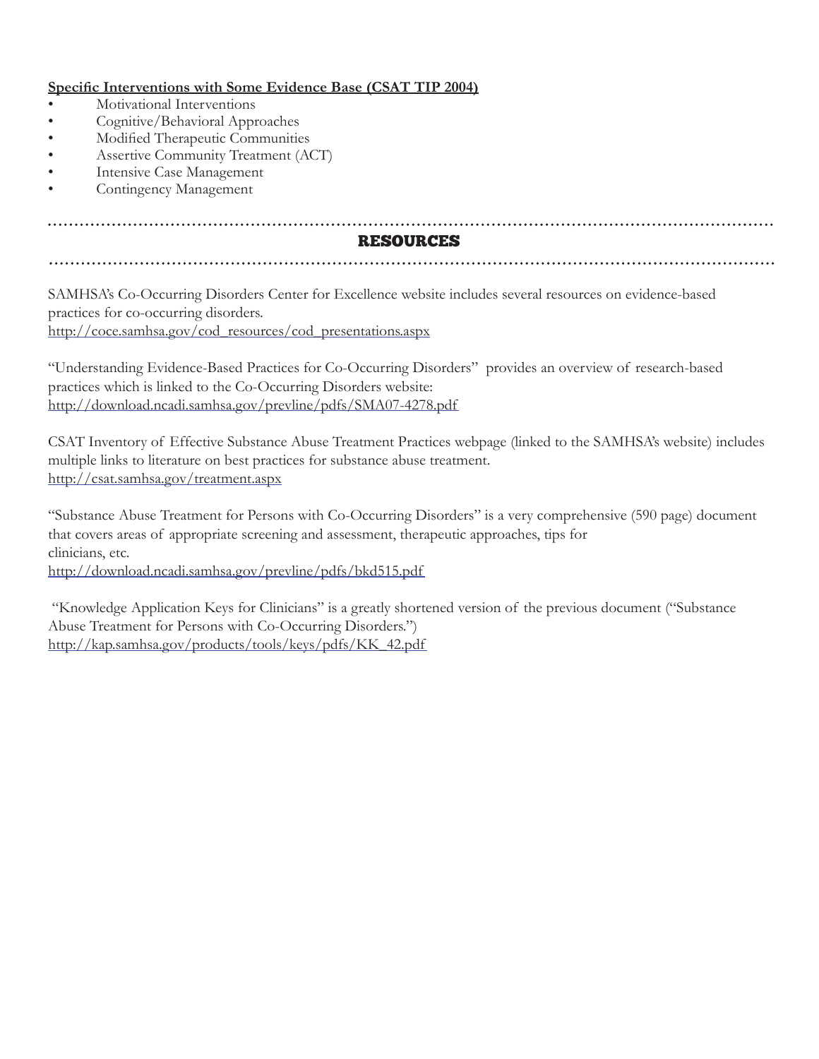**Specific Interventions with Some Evidence Base (CSAT TIP 2004)**

- Motivational Interventions
- Cognitive/Behavioral Approaches
- Modified Therapeutic Communities
- Assertive Community Treatment (ACT)
- Intensive Case Management
- Contingency Management

## RESOURCES

SAMHSA's Co-Occurring Disorders Center for Excellence website includes several resources on evidence-based practices for co-occurring disorders.
http://coce.samhsa.gov/cod_resources/cod_presentations.aspx

"Understanding Evidence-Based Practices for Co-Occurring Disorders" provides an overview of research-based practices which is linked to the Co-Occurring Disorders website:
http://download.ncadi.samhsa.gov/prevline/pdfs/SMA07-4278.pdf

CSAT Inventory of Effective Substance Abuse Treatment Practices webpage (linked to the SAMHSA's website) includes multiple links to literature on best practices for substance abuse treatment.
http://csat.samhsa.gov/treatment.aspx

"Substance Abuse Treatment for Persons with Co-Occurring Disorders" is a very comprehensive (590 page) document that covers areas of appropriate screening and assessment, therapeutic approaches, tips for clinicians, etc.
http://download.ncadi.samhsa.gov/prevline/pdfs/bkd515.pdf

"Knowledge Application Keys for Clinicians" is a greatly shortened version of the previous document ("Substance Abuse Treatment for Persons with Co-Occurring Disorders.")
http://kap.samhsa.gov/products/tools/keys/pdfs/KK_42.pdf